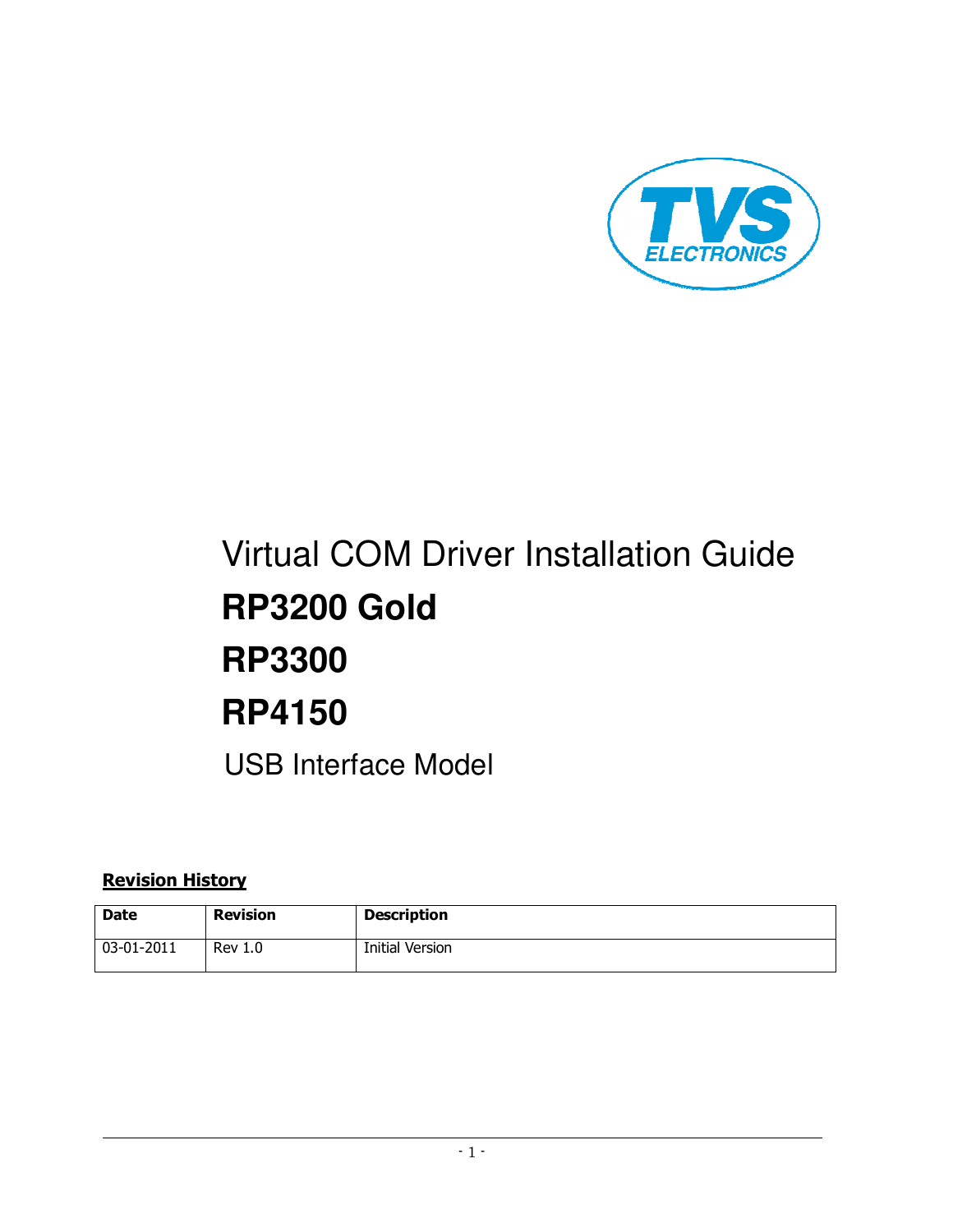TVS ELECTRONICS

# Virtual COM Driver Installation Guide

# **RP3200 Gold**

# **RP3300**

# **RP4150**

USB Interface Model

**Revision History**

| **Date** | **Revision** | **Description** |
| --- | --- | --- |
| 03-01-2011 | Rev 1.0 | Initial Version |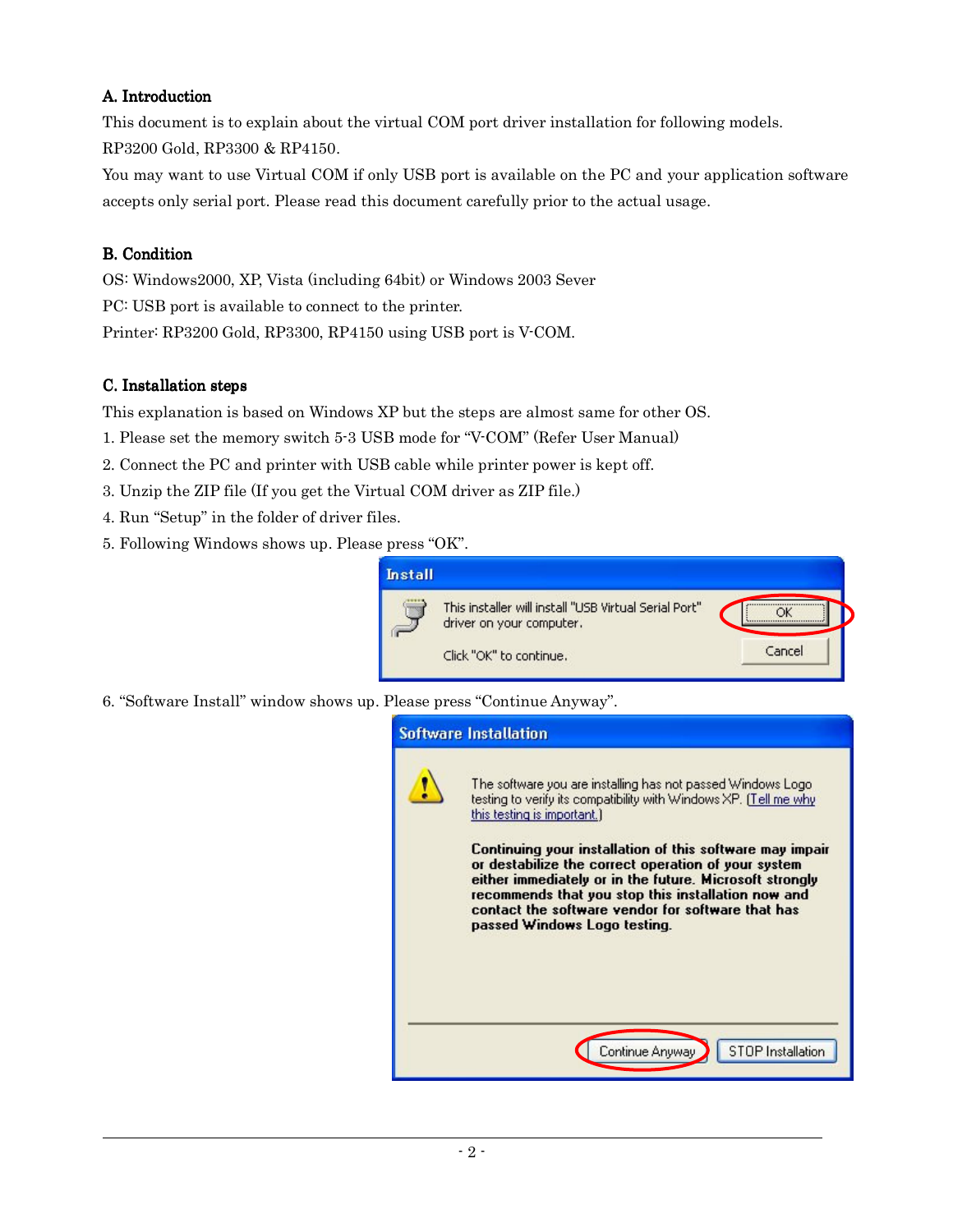**A. Introduction**

This document is to explain about the virtual COM port driver installation for following models.
RP3200 Gold, RP3300 & RP4150.
You may want to use Virtual COM if only USB port is available on the PC and your application software accepts only serial port. Please read this document carefully prior to the actual usage.

**B. Condition**

OS: Windows2000, XP, Vista (including 64bit) or Windows 2003 Sever
PC: USB port is available to connect to the printer.
Printer: RP3200 Gold, RP3300, RP4150 using USB port is V-COM.

**C. Installation steps**

This explanation is based on Windows XP but the steps are almost same for other OS.

1. Please set the memory switch 5-3 USB mode for "V-COM" (Refer User Manual)
2. Connect the PC and printer with USB cable while printer power is kept off.
3. Unzip the ZIP file (If you get the Virtual COM driver as ZIP file.)
4. Run "Setup" in the folder of driver files.
5. Following Windows shows up. Please press "OK".
6. "Software Install" window shows up. Please press "Continue Anyway".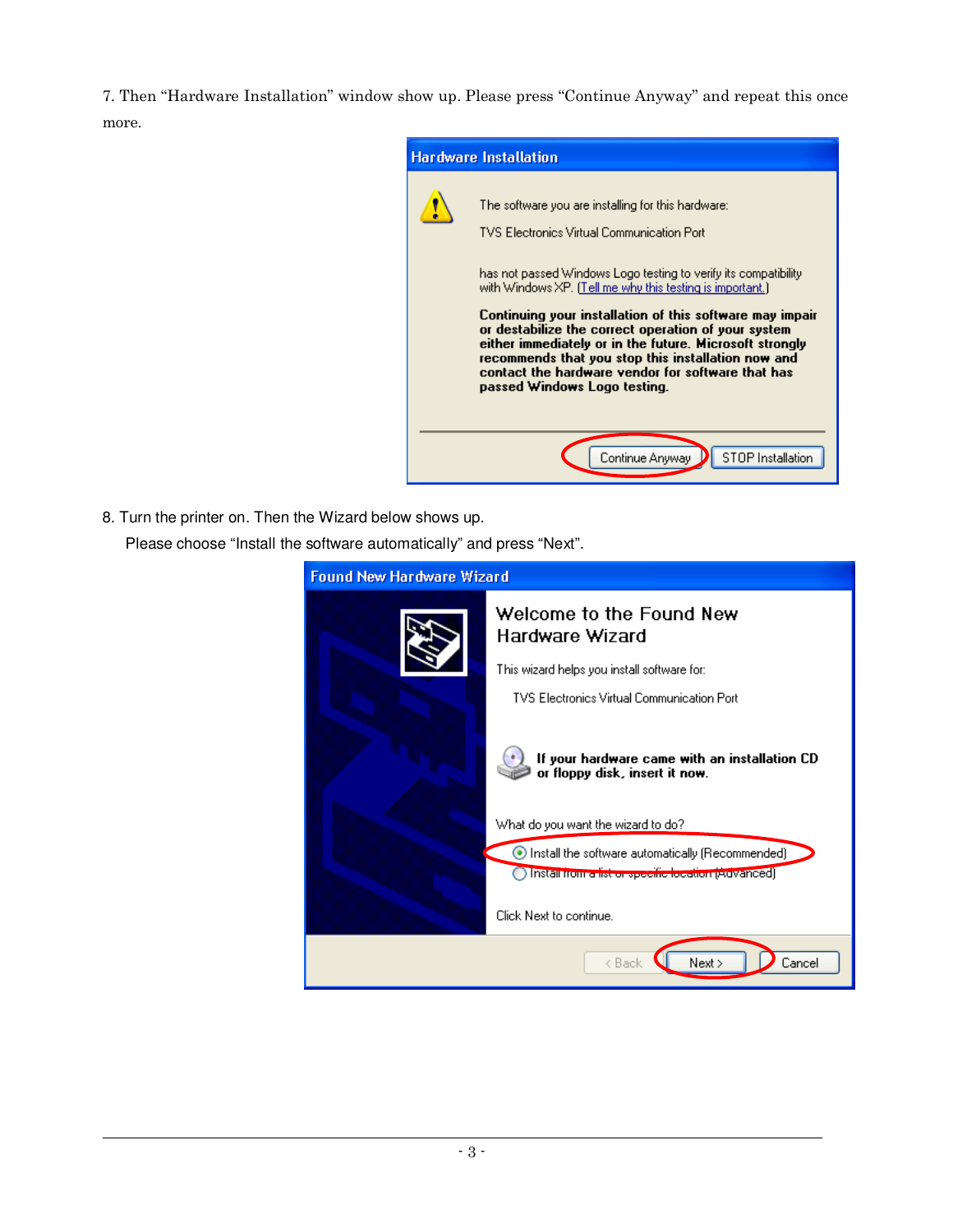7. Then "Hardware Installation" window show up. Please press "Continue Anyway" and repeat this once more.

8. Turn the printer on. Then the Wizard below shows up.

Please choose "Install the software automatically" and press "Next".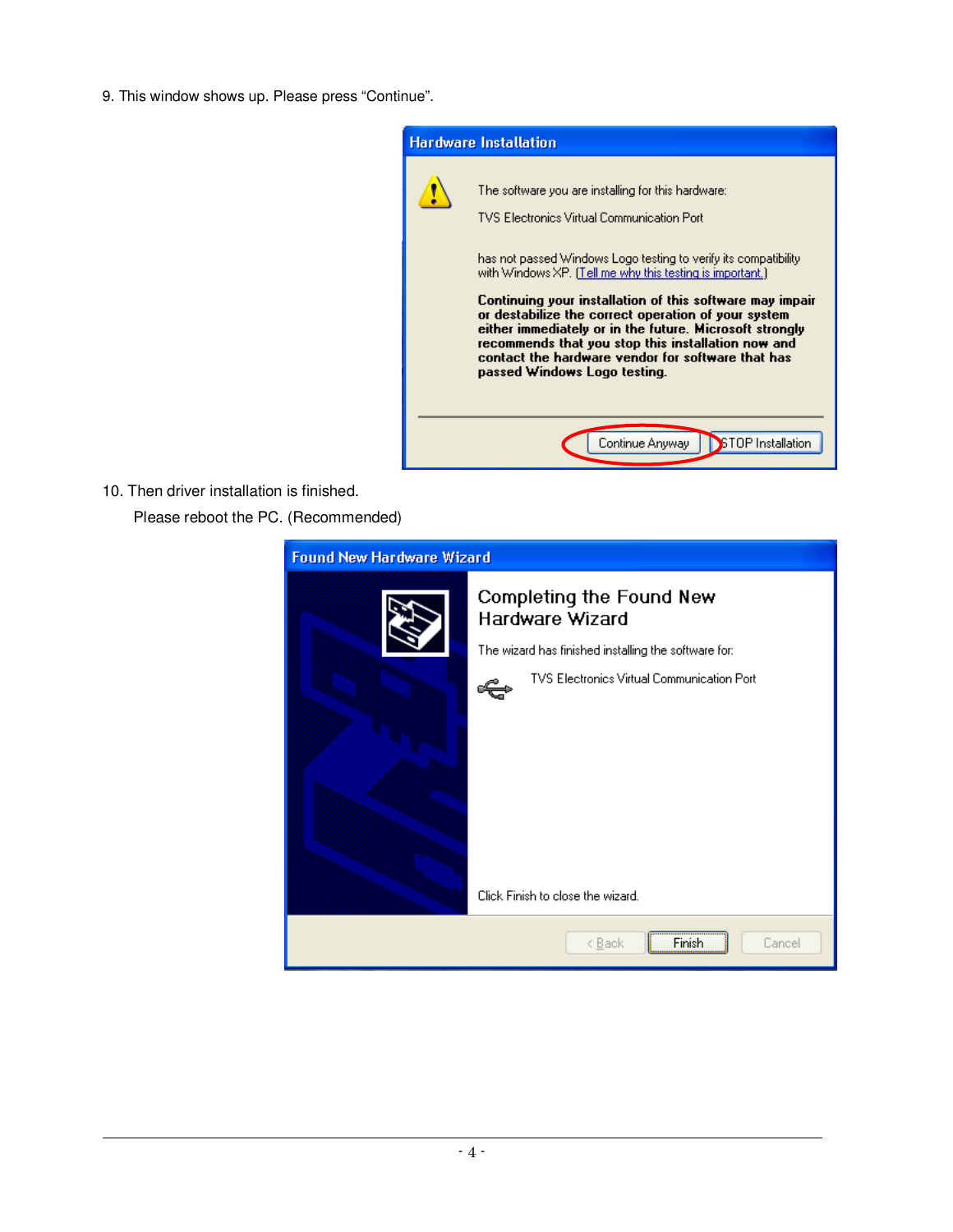9. This window shows up. Please press “Continue”.

**Hardware Installation**

The software you are installing for this hardware:

TVS Electronics Virtual Communication Port

has not passed Windows Logo testing to verify its compatibility with Windows XP. (Tell me why this testing is important.)

**Continuing your installation of this software may impair or destabilize the correct operation of your system either immediately or in the future. Microsoft strongly recommends that you stop this installation now and contact the hardware vendor for software that has passed Windows Logo testing.**

[Continue Anyway] [STOP Installation]

10. Then driver installation is finished.

    Please reboot the PC. (Recommended)

**Found New Hardware Wizard**

Completing the Found New Hardware Wizard

The wizard has finished installing the software for:

TVS Electronics Virtual Communication Port

Click Finish to close the wizard.

[< Back] [Finish] [Cancel]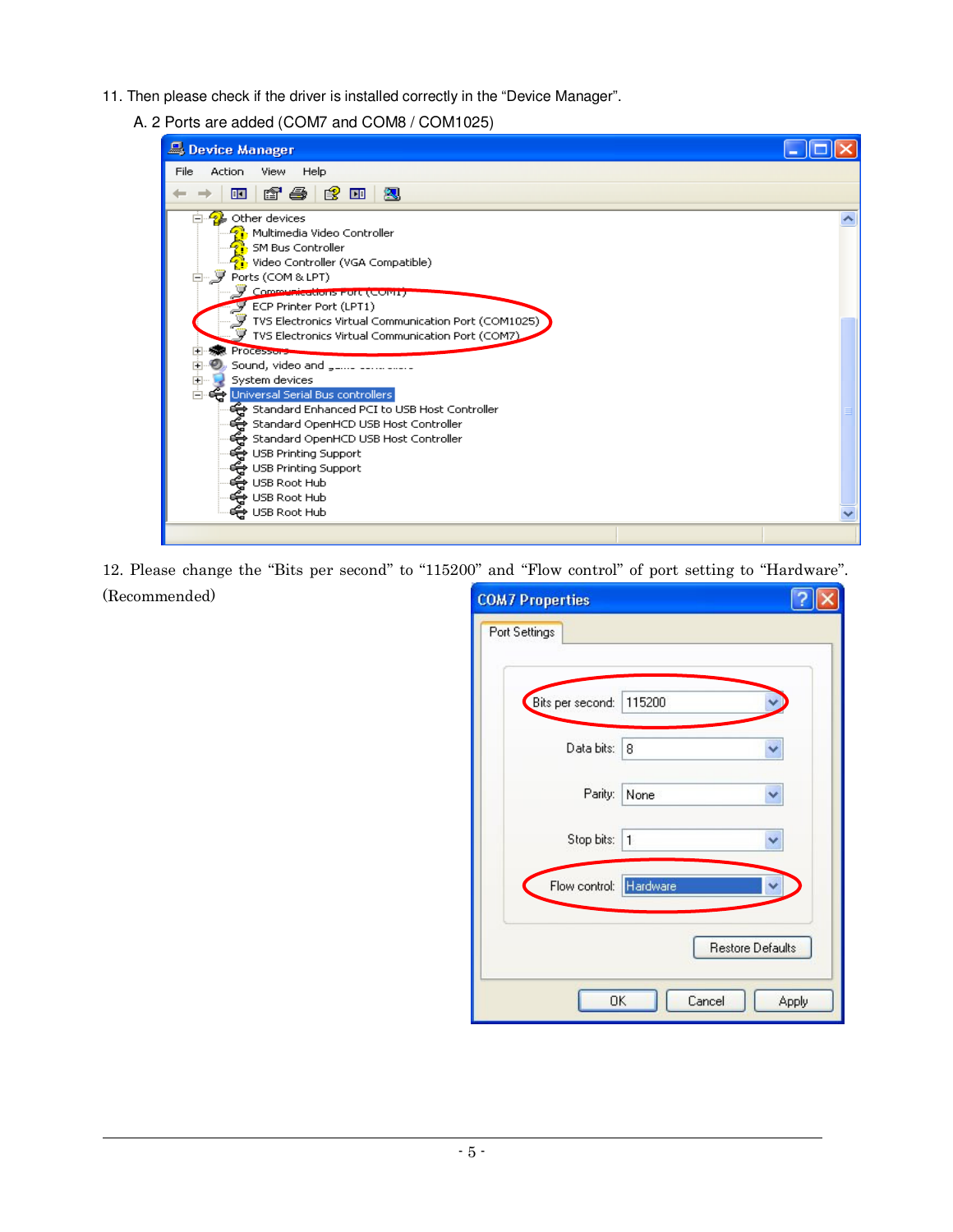11. Then please check if the driver is installed correctly in the "Device Manager".

   A. 2 Ports are added (COM7 and COM8 / COM1025)

12. Please change the "Bits per second" to "115200" and "Flow control" of port setting to "Hardware". (Recommended)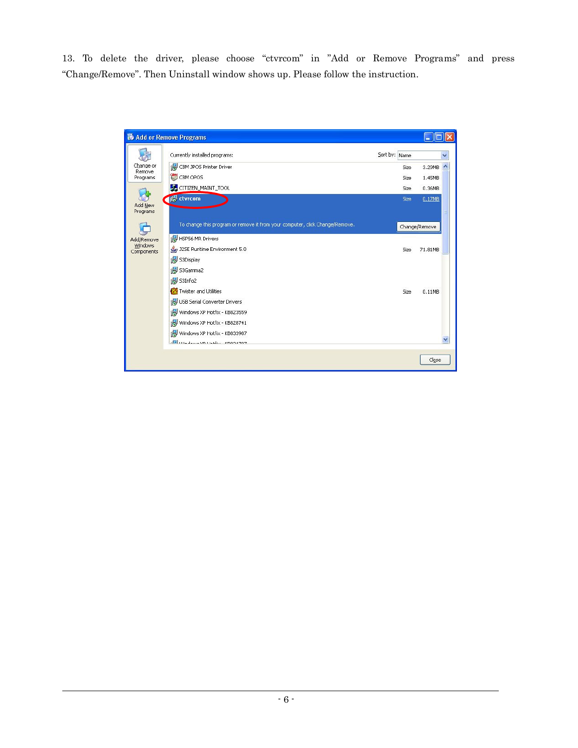13. To delete the driver, please choose “ctvrcom” in ”Add or Remove Programs” and press “Change/Remove”. Then Uninstall window shows up. Please follow the instruction.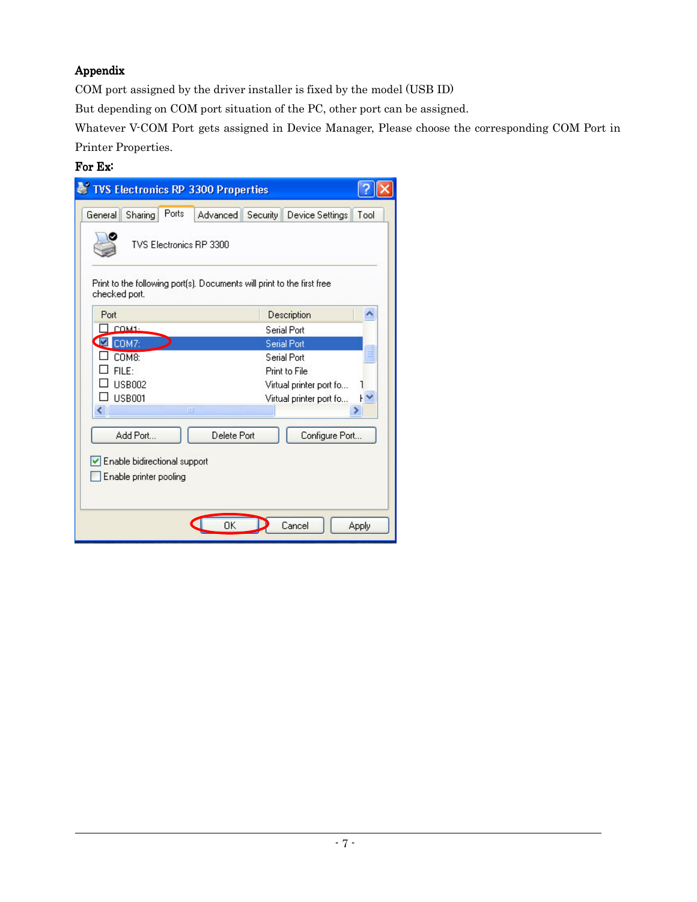**Appendix**

COM port assigned by the driver installer is fixed by the model (USB ID)

But depending on COM port situation of the PC, other port can be assigned.

Whatever V-COM Port gets assigned in Device Manager, Please choose the corresponding COM Port in Printer Properties.

**For Ex:**

TVS Electronics RP 3300 Properties

General | Sharing | Ports | Advanced | Security | Device Settings | Tool

TVS Electronics RP 3300

Print to the following port(s). Documents will print to the first free checked port.

| Port | Description |
|---|---|
| COM1: | Serial Port |
| COM7: | Serial Port |
| COM8: | Serial Port |
| FILE: | Print to File |
| USB002 | Virtual printer port fo... |
| USB001 | Virtual printer port fo... |

Add Port... | Delete Port | Configure Port...

Enable bidirectional support

Enable printer pooling

OK | Cancel | Apply